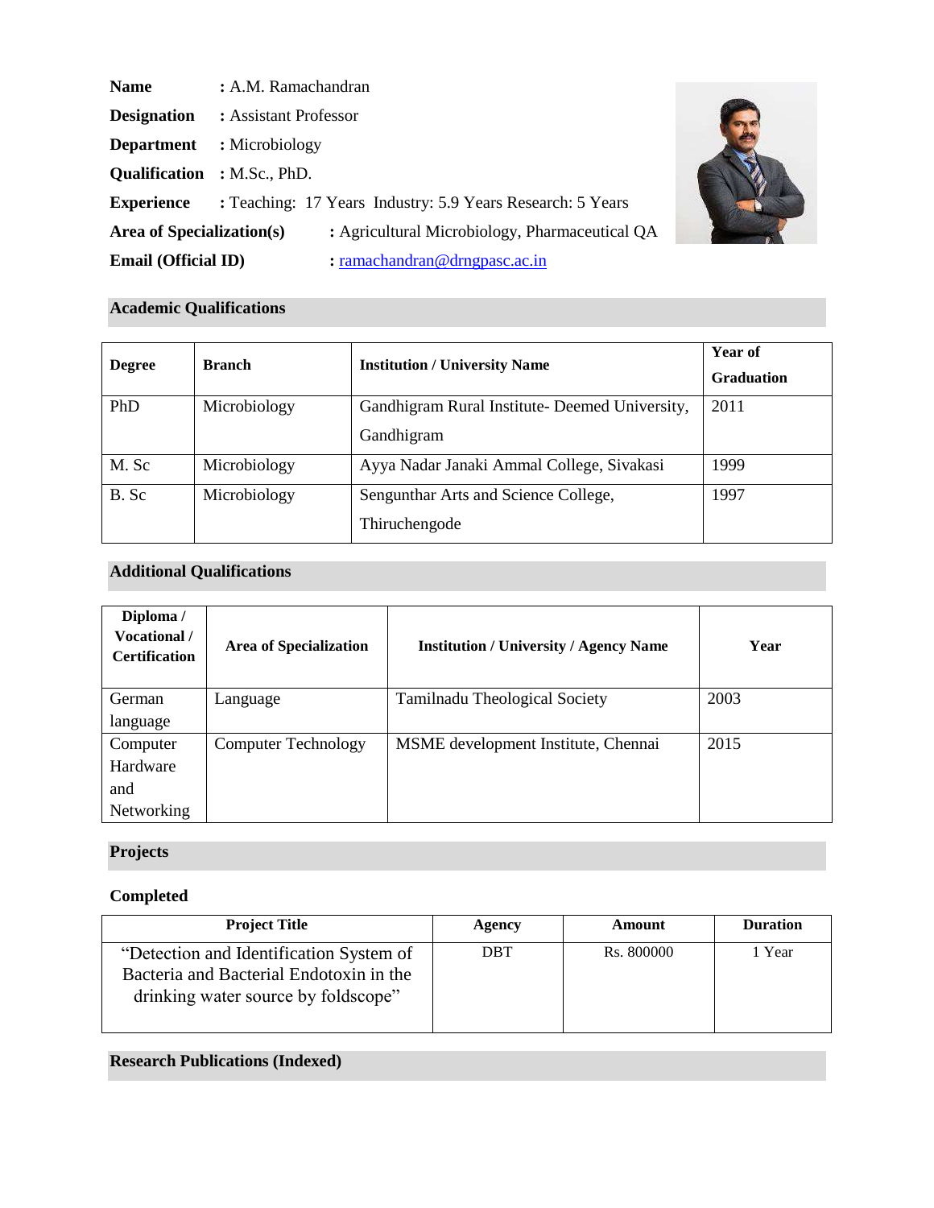**Name** : A.M. Ramachandran

**Designation** : Assistant Professor

**Department** : Microbiology

**Qualification** : M.Sc., PhD.

**Experience** : Teaching: 17 Years Industry: 5.9 Years Research: 5 Years

**Area of Specialization(s)** : Agricultural Microbiology, Pharmaceutical QA

**Email (Official ID)** : ramachandran@drngpasc.ac.in

## Academic Qualifications

| Degree | Branch | Institution / University Name | Year of Graduation |
|---|---|---|---|
| PhD | Microbiology | Gandhigram Rural Institute- Deemed University, Gandhigram | 2011 |
| M. Sc | Microbiology | Ayya Nadar Janaki Ammal College, Sivakasi | 1999 |
| B. Sc | Microbiology | Sengunthar Arts and Science College, Thiruchengode | 1997 |

## Additional Qualifications

| Diploma / Vocational / Certification | Area of Specialization | Institution / University / Agency Name | Year |
|---|---|---|---|
| German language | Language | Tamilnadu Theological Society | 2003 |
| Computer Hardware and Networking | Computer Technology | MSME development Institute, Chennai | 2015 |

## Projects

### Completed

| Project Title | Agency | Amount | Duration |
|---|---|---|---|
| "Detection and Identification System of Bacteria and Bacterial Endotoxin in the drinking water source by foldscope" | DBT | Rs. 800000 | 1 Year |

## Research Publications (Indexed)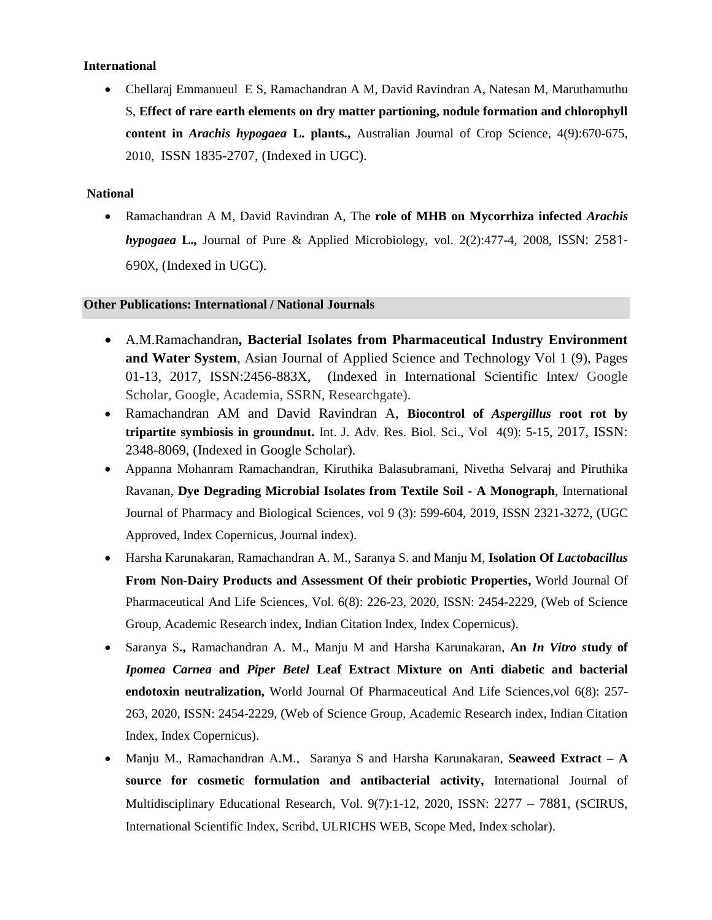**International**

- Chellaraj Emmanueul E S, Ramachandran A M, David Ravindran A, Natesan M, Maruthamuthu S, **Effect of rare earth elements on dry matter partioning, nodule formation and chlorophyll content in *Arachis hypogaea* L. plants.,** Australian Journal of Crop Science, 4(9):670-675, 2010, ISSN 1835-2707, (Indexed in UGC).

**National**

- Ramachandran A M, David Ravindran A, The **role of MHB on Mycorrhiza infected *Arachis hypogaea* L.,** Journal of Pure & Applied Microbiology, vol. 2(2):477-4, 2008, ISSN: 2581-690X, (Indexed in UGC).

**Other Publications: International / National Journals**

- A.M.Ramachandran**, Bacterial Isolates from Pharmaceutical Industry Environment and Water System**, Asian Journal of Applied Science and Technology Vol 1 (9), Pages 01-13, 2017, ISSN:2456-883X, (Indexed in International Scientific Intex/ Google Scholar, Google, Academia, SSRN, Researchgate).
- Ramachandran AM and David Ravindran A, **Biocontrol of *Aspergillus* root rot by tripartite symbiosis in groundnut.** Int. J. Adv. Res. Biol. Sci., Vol 4(9): 5-15, 2017, ISSN: 2348-8069, (Indexed in Google Scholar).
- Appanna Mohanram Ramachandran, Kiruthika Balasubramani, Nivetha Selvaraj and Piruthika Ravanan, **Dye Degrading Microbial Isolates from Textile Soil - A Monograph**, International Journal of Pharmacy and Biological Sciences, vol 9 (3): 599-604, 2019, ISSN 2321-3272, (UGC Approved, Index Copernicus, Journal index).
- Harsha Karunakaran, Ramachandran A. M., Saranya S. and Manju M, **Isolation Of *Lactobacillus* From Non-Dairy Products and Assessment Of their probiotic Properties,** World Journal Of Pharmaceutical And Life Sciences, Vol. 6(8): 226-23, 2020, ISSN: 2454-2229, (Web of Science Group, Academic Research index, Indian Citation Index, Index Copernicus).
- Saranya S**.,** Ramachandran A. M., Manju M and Harsha Karunakaran, **An *In Vitro s*tudy of *Ipomea Carnea* and *Piper Betel* Leaf Extract Mixture on Anti diabetic and bacterial endotoxin neutralization,** World Journal Of Pharmaceutical And Life Sciences,vol 6(8): 257-263, 2020, ISSN: 2454-2229, (Web of Science Group, Academic Research index, Indian Citation Index, Index Copernicus).
- Manju M., Ramachandran A.M., Saranya S and Harsha Karunakaran, **Seaweed Extract – A source for cosmetic formulation and antibacterial activity,** International Journal of Multidisciplinary Educational Research, Vol. 9(7):1-12, 2020, ISSN: 2277 – 7881, (SCIRUS, International Scientific Index, Scribd, ULRICHS WEB, Scope Med, Index scholar).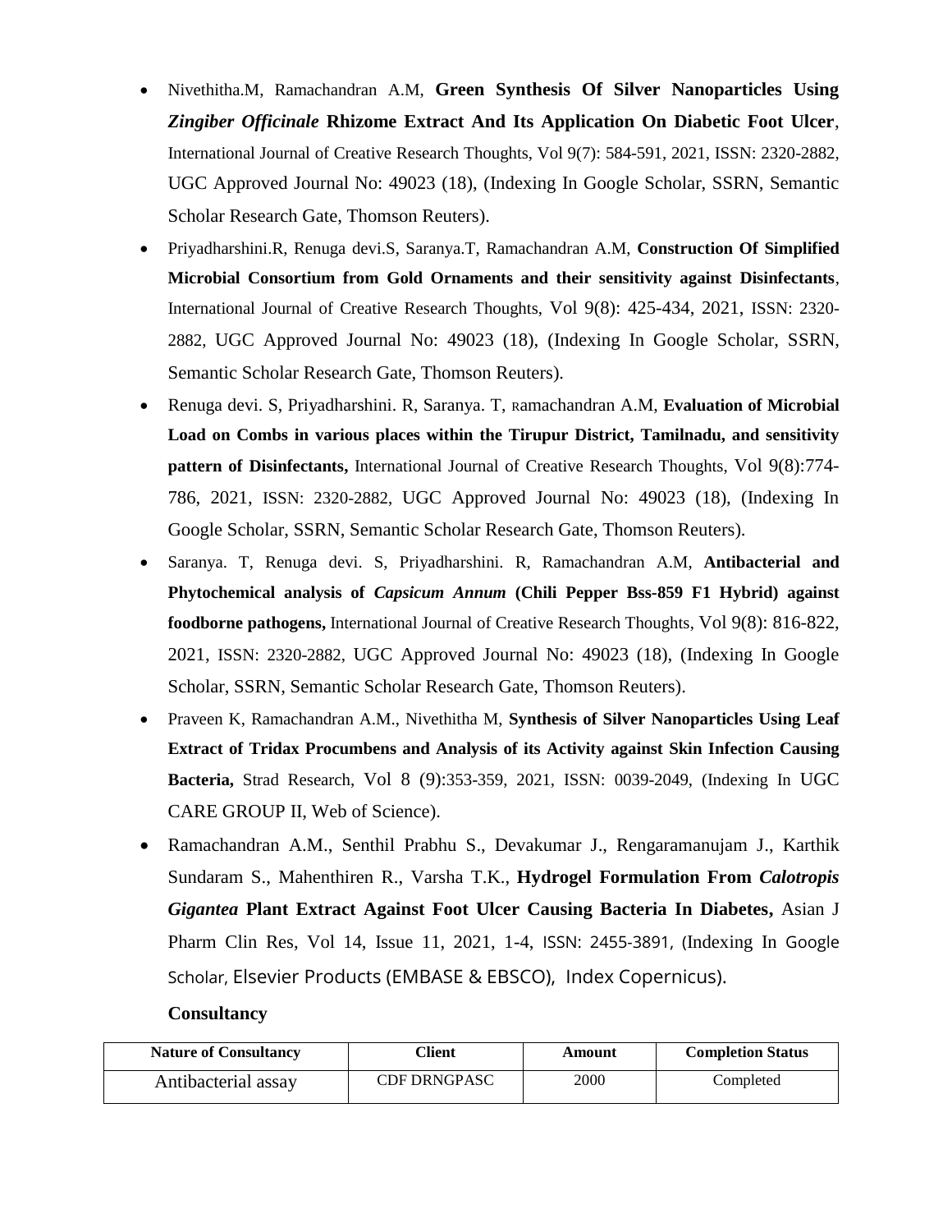- Nivethitha.M, Ramachandran A.M, **Green Synthesis Of Silver Nanoparticles Using *Zingiber Officinale* Rhizome Extract And Its Application On Diabetic Foot Ulcer**, International Journal of Creative Research Thoughts, Vol 9(7): 584-591, 2021, ISSN: 2320-2882, UGC Approved Journal No: 49023 (18), (Indexing In Google Scholar, SSRN, Semantic Scholar Research Gate, Thomson Reuters).
- Priyadharshini.R, Renuga devi.S, Saranya.T, Ramachandran A.M, **Construction Of Simplified Microbial Consortium from Gold Ornaments and their sensitivity against Disinfectants**, International Journal of Creative Research Thoughts, Vol 9(8): 425-434, 2021, ISSN: 2320-2882, UGC Approved Journal No: 49023 (18), (Indexing In Google Scholar, SSRN, Semantic Scholar Research Gate, Thomson Reuters).
- Renuga devi. S, Priyadharshini. R, Saranya. T, Ramachandran A.M, **Evaluation of Microbial Load on Combs in various places within the Tirupur District, Tamilnadu, and sensitivity pattern of Disinfectants,** International Journal of Creative Research Thoughts, Vol 9(8):774-786, 2021, ISSN: 2320-2882, UGC Approved Journal No: 49023 (18), (Indexing In Google Scholar, SSRN, Semantic Scholar Research Gate, Thomson Reuters).
- Saranya. T, Renuga devi. S, Priyadharshini. R, Ramachandran A.M, **Antibacterial and Phytochemical analysis of *Capsicum Annum* (Chili Pepper Bss-859 F1 Hybrid) against foodborne pathogens,** International Journal of Creative Research Thoughts, Vol 9(8): 816-822, 2021, ISSN: 2320-2882, UGC Approved Journal No: 49023 (18), (Indexing In Google Scholar, SSRN, Semantic Scholar Research Gate, Thomson Reuters).
- Praveen K, Ramachandran A.M., Nivethitha M, **Synthesis of Silver Nanoparticles Using Leaf Extract of Tridax Procumbens and Analysis of its Activity against Skin Infection Causing Bacteria,** Strad Research, Vol 8 (9):353-359, 2021, ISSN: 0039-2049, (Indexing In UGC CARE GROUP II, Web of Science).
- Ramachandran A.M., Senthil Prabhu S., Devakumar J., Rengaramanujam J., Karthik Sundaram S., Mahenthiren R., Varsha T.K., **Hydrogel Formulation From *Calotropis Gigantea* Plant Extract Against Foot Ulcer Causing Bacteria In Diabetes,** Asian J Pharm Clin Res, Vol 14, Issue 11, 2021, 1-4, ISSN: 2455-3891, (Indexing In Google Scholar, Elsevier Products (EMBASE & EBSCO), Index Copernicus).

**Consultancy**

| Nature of Consultancy | Client | Amount | Completion Status |
|---|---|---|---|
| Antibacterial assay | CDF DRNGPASC | 2000 | Completed |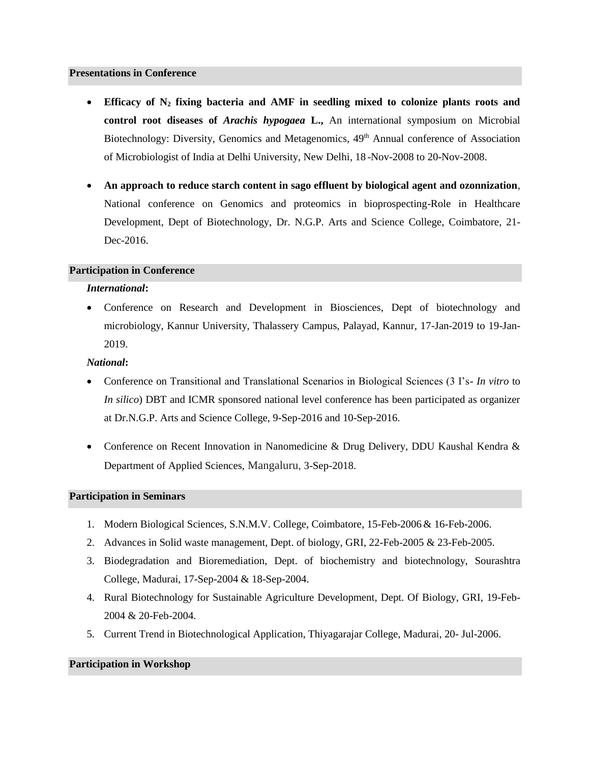## Presentations in Conference

- **Efficacy of $N_2$ fixing bacteria and AMF in seedling mixed to colonize plants roots and control root diseases of *Arachis hypogaea* L.,** An international symposium on Microbial Biotechnology: Diversity, Genomics and Metagenomics, 49th Annual conference of Association of Microbiologist of India at Delhi University, New Delhi, 18 -Nov-2008 to 20-Nov-2008.

- **An approach to reduce starch content in sago effluent by biological agent and ozonnization**, National conference on Genomics and proteomics in bioprospecting-Role in Healthcare Development, Dept of Biotechnology, Dr. N.G.P. Arts and Science College, Coimbatore, 21-Dec-2016.

## Participation in Conference

***International*:**

- Conference on Research and Development in Biosciences, Dept of biotechnology and microbiology, Kannur University, Thalassery Campus, Palayad, Kannur, 17-Jan-2019 to 19-Jan-2019.

***National*:**

- Conference on Transitional and Translational Scenarios in Biological Sciences (3 I's- *In vitro* to *In silico*) DBT and ICMR sponsored national level conference has been participated as organizer at Dr.N.G.P. Arts and Science College, 9-Sep-2016 and 10-Sep-2016.

- Conference on Recent Innovation in Nanomedicine & Drug Delivery, DDU Kaushal Kendra & Department of Applied Sciences, Mangaluru, 3-Sep-2018.

## Participation in Seminars

1. Modern Biological Sciences, S.N.M.V. College, Coimbatore, 15-Feb-2006 & 16-Feb-2006.
2. Advances in Solid waste management, Dept. of biology, GRI, 22-Feb-2005 & 23-Feb-2005.
3. Biodegradation and Bioremediation, Dept. of biochemistry and biotechnology, Sourashtra College, Madurai, 17-Sep-2004 & 18-Sep-2004.
4. Rural Biotechnology for Sustainable Agriculture Development, Dept. Of Biology, GRI, 19-Feb-2004 & 20-Feb-2004.
5. Current Trend in Biotechnological Application, Thiyagarajar College, Madurai, 20- Jul-2006.

## Participation in Workshop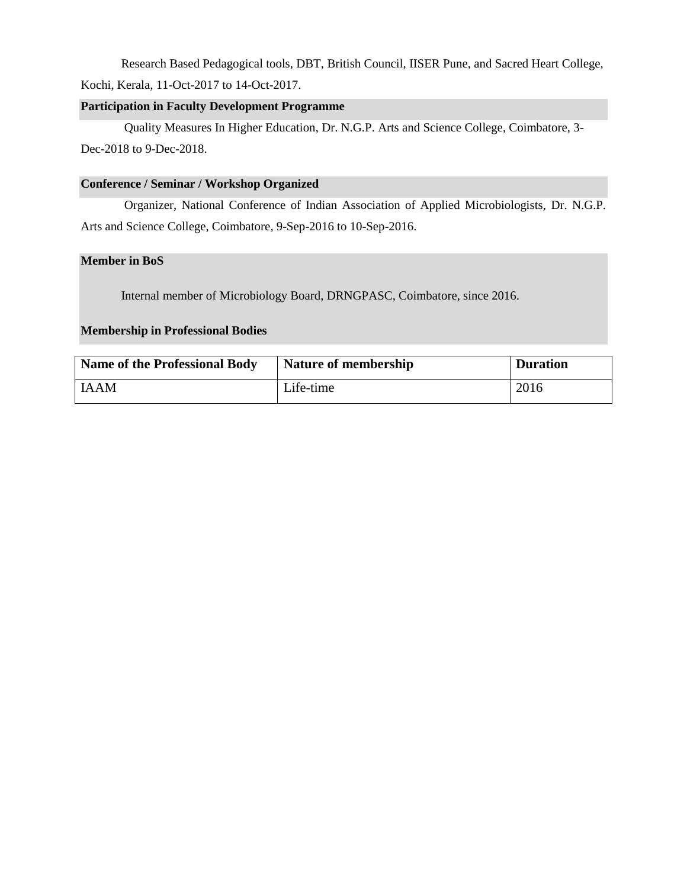Research Based Pedagogical tools, DBT, British Council, IISER Pune, and Sacred Heart College, Kochi, Kerala, 11-Oct-2017 to 14-Oct-2017.

**Participation in Faculty Development Programme**

Quality Measures In Higher Education, Dr. N.G.P. Arts and Science College, Coimbatore, 3-Dec-2018 to 9-Dec-2018.

**Conference / Seminar / Workshop Organized**

Organizer, National Conference of Indian Association of Applied Microbiologists, Dr. N.G.P. Arts and Science College, Coimbatore, 9-Sep-2016 to 10-Sep-2016.

**Member in BoS**

Internal member of Microbiology Board, DRNGPASC, Coimbatore, since 2016.

**Membership in Professional Bodies**

| Name of the Professional Body | Nature of membership | Duration |
|---|---|---|
| IAAM | Life-time | 2016 |